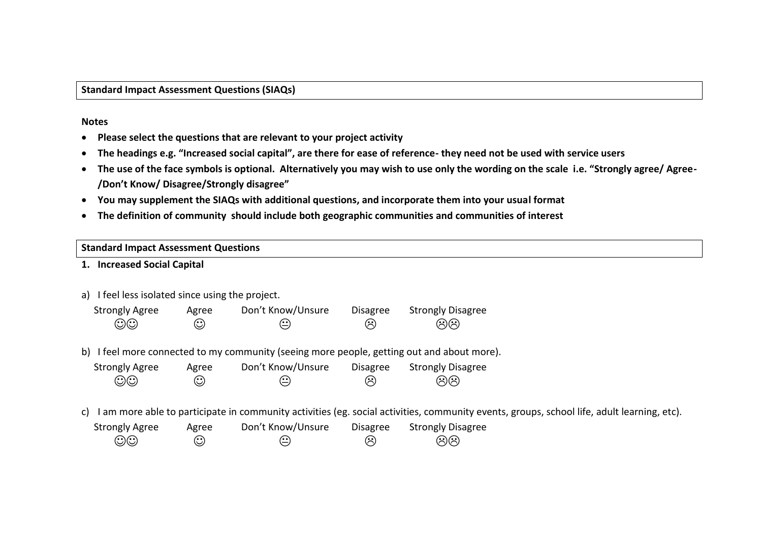**Standard Impact Assessment Questions (SIAQs)**

**Notes**

- **Please select the questions that are relevant to your project activity**
- **The headings e.g. "Increased social capital", are there for ease of reference- they need not be used with service users**
- **The use of the face symbols is optional. Alternatively you may wish to use only the wording on the scale i.e. "Strongly agree/ Agree-/Don't Know/ Disagree/Strongly disagree"**
- **You may supplement the SIAQs with additional questions, and incorporate them into your usual format**
- **The definition of community should include both geographic communities and communities of interest**

**Standard Impact Assessment Questions**

**1. Increased Social Capital**

a) I feel less isolated since using the project.

| Strongly Agree | Agree | Don't Know/Unsure | Disagree | Strongly Disagree |
|---|---|---|---|---|
| ☺☺ | ☺ | 😐 | ☹ | ☹☹ |

b) I feel more connected to my community (seeing more people, getting out and about more).

| Strongly Agree | Agree | Don't Know/Unsure | Disagree | Strongly Disagree |
|---|---|---|---|---|
| ☺☺ | ☺ | 😐 | ☹ | ☹☹ |

c) I am more able to participate in community activities (eg. social activities, community events, groups, school life, adult learning, etc).

| Strongly Agree | Agree | Don't Know/Unsure | Disagree | Strongly Disagree |
|---|---|---|---|---|
| ☺☺ | ☺ | 😐 | ☹ | ☹☹ |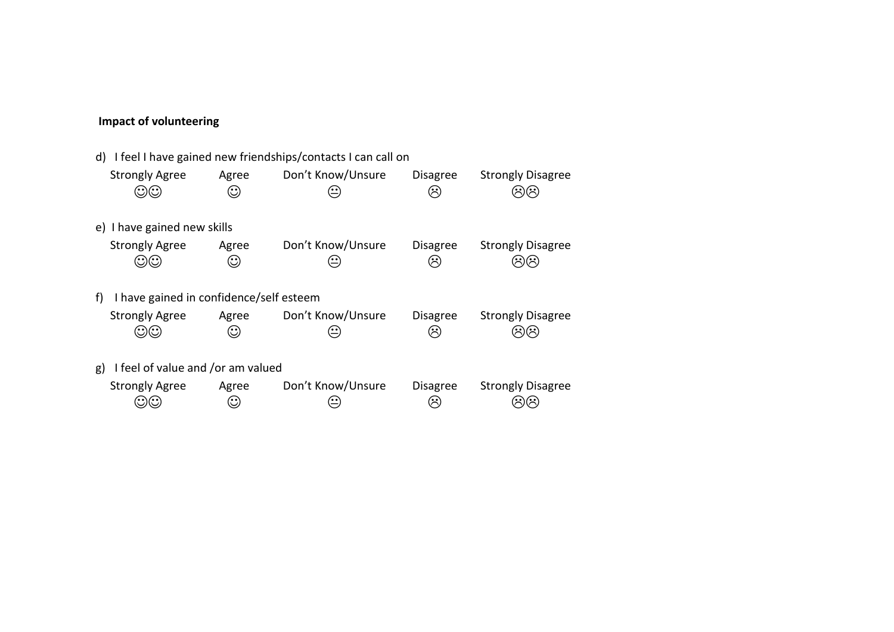**Impact of volunteering**

d) I feel I have gained new friendships/contacts I can call on

| Strongly Agree | Agree | Don't Know/Unsure | Disagree | Strongly Disagree |
|---|---|---|---|---|
| ☺☺ | ☺ | 😐 | ☹ | ☹☹ |

e) I have gained new skills

| Strongly Agree | Agree | Don't Know/Unsure | Disagree | Strongly Disagree |
|---|---|---|---|---|
| ☺☺ | ☺ | 😐 | ☹ | ☹☹ |

f) I have gained in confidence/self esteem

| Strongly Agree | Agree | Don't Know/Unsure | Disagree | Strongly Disagree |
|---|---|---|---|---|
| ☺☺ | ☺ | 😐 | ☹ | ☹☹ |

g) I feel of value and /or am valued

| Strongly Agree | Agree | Don't Know/Unsure | Disagree | Strongly Disagree |
|---|---|---|---|---|
| ☺☺ | ☺ | 😐 | ☹ | ☹☹ |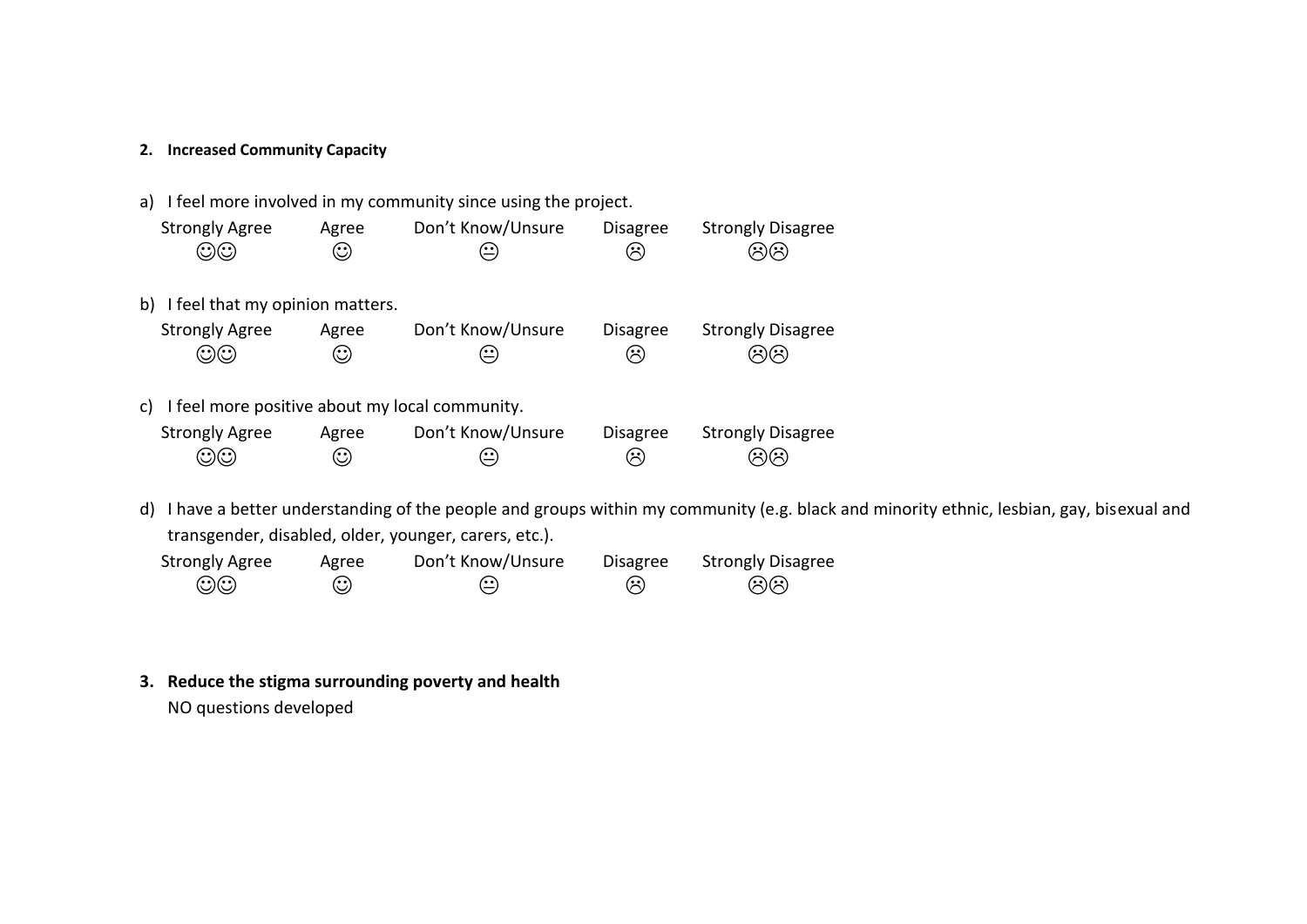**2. Increased Community Capacity**

a) I feel more involved in my community since using the project.

| Strongly Agree | Agree | Don't Know/Unsure | Disagree | Strongly Disagree |
|---|---|---|---|---|
| ☺☺ | ☺ | 😐 | ☹ | ☹☹ |

b) I feel that my opinion matters.

| Strongly Agree | Agree | Don't Know/Unsure | Disagree | Strongly Disagree |
|---|---|---|---|---|
| ☺☺ | ☺ | 😐 | ☹ | ☹☹ |

c) I feel more positive about my local community.

| Strongly Agree | Agree | Don't Know/Unsure | Disagree | Strongly Disagree |
|---|---|---|---|---|
| ☺☺ | ☺ | 😐 | ☹ | ☹☹ |

d) I have a better understanding of the people and groups within my community (e.g. black and minority ethnic, lesbian, gay, bisexual and transgender, disabled, older, younger, carers, etc.).

| Strongly Agree | Agree | Don't Know/Unsure | Disagree | Strongly Disagree |
|---|---|---|---|---|
| ☺☺ | ☺ | 😐 | ☹ | ☹☹ |

**3. Reduce the stigma surrounding poverty and health**

NO questions developed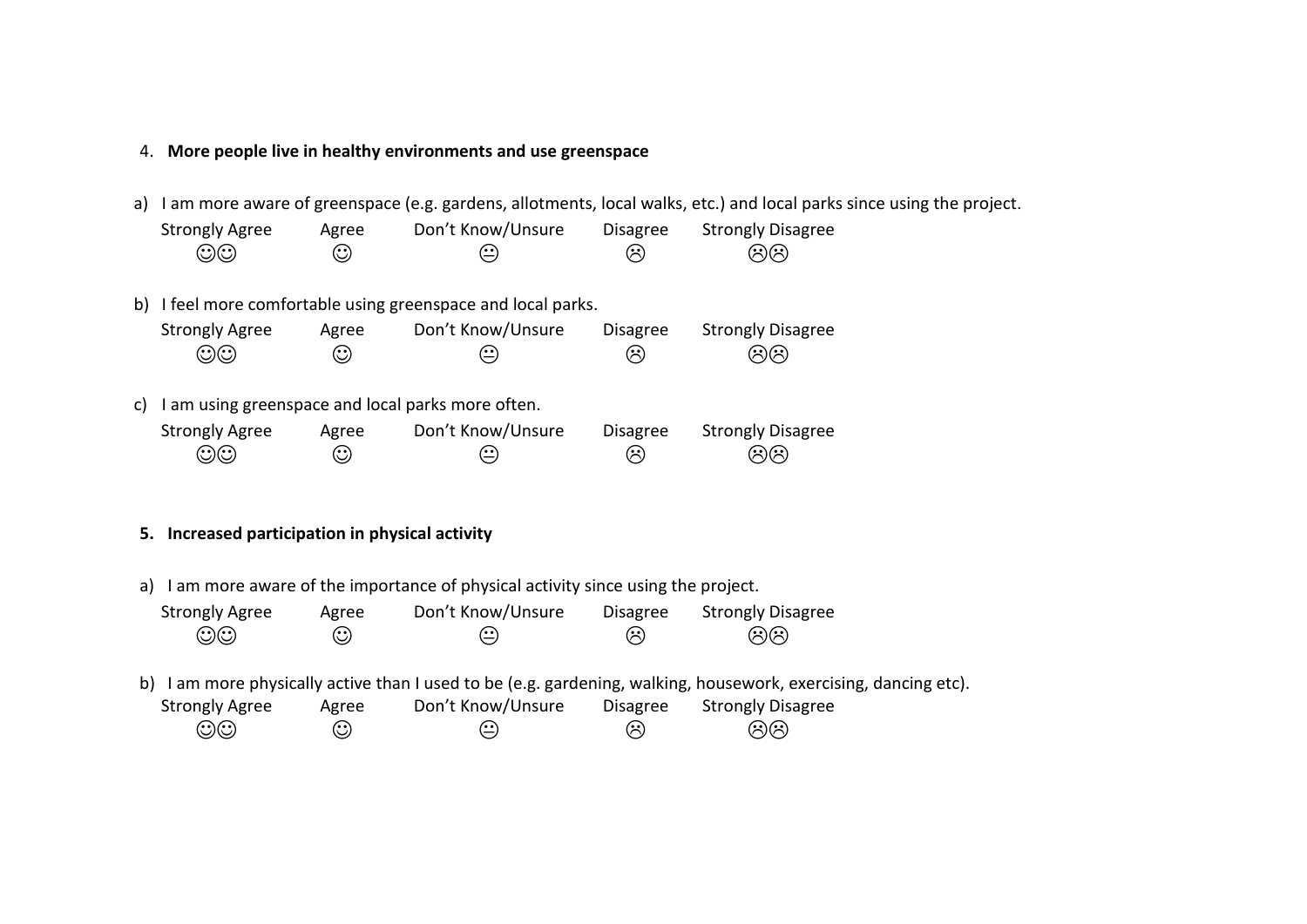4. **More people live in healthy environments and use greenspace**

a) I am more aware of greenspace (e.g. gardens, allotments, local walks, etc.) and local parks since using the project.

| Strongly Agree | Agree | Don't Know/Unsure | Disagree | Strongly Disagree |
|---|---|---|---|---|
| ☺☺ | ☺ | 😐 | ☹ | ☹☹ |

b) I feel more comfortable using greenspace and local parks.

| Strongly Agree | Agree | Don't Know/Unsure | Disagree | Strongly Disagree |
|---|---|---|---|---|
| ☺☺ | ☺ | 😐 | ☹ | ☹☹ |

c) I am using greenspace and local parks more often.

| Strongly Agree | Agree | Don't Know/Unsure | Disagree | Strongly Disagree |
|---|---|---|---|---|
| ☺☺ | ☺ | 😐 | ☹ | ☹☹ |

5. **Increased participation in physical activity**

a) I am more aware of the importance of physical activity since using the project.

| Strongly Agree | Agree | Don't Know/Unsure | Disagree | Strongly Disagree |
|---|---|---|---|---|
| ☺☺ | ☺ | 😐 | ☹ | ☹☹ |

b) I am more physically active than I used to be (e.g. gardening, walking, housework, exercising, dancing etc).

| Strongly Agree | Agree | Don't Know/Unsure | Disagree | Strongly Disagree |
|---|---|---|---|---|
| ☺☺ | ☺ | 😐 | ☹ | ☹☹ |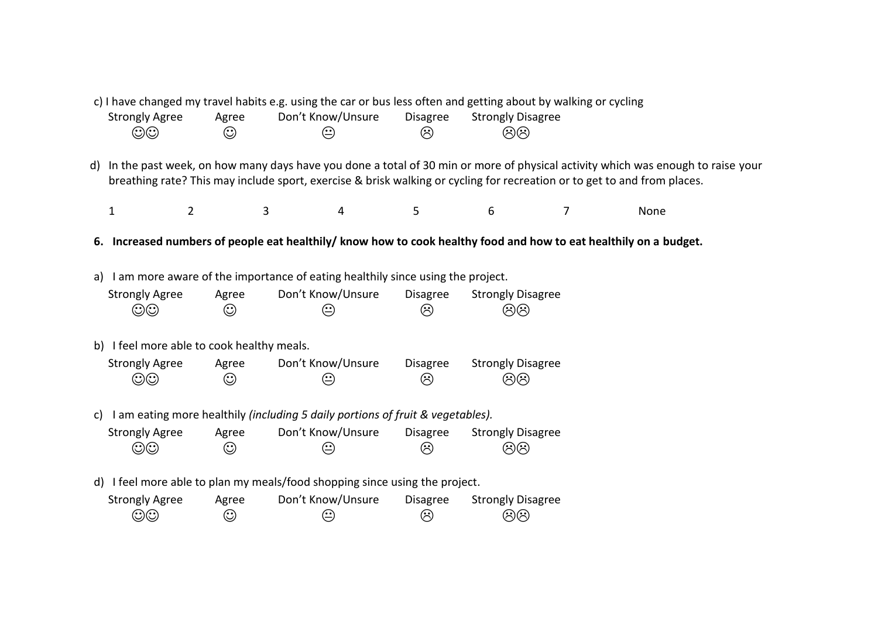c) I have changed my travel habits e.g. using the car or bus less often and getting about by walking or cycling

| Strongly Agree | Agree | Don't Know/Unsure | Disagree | Strongly Disagree |
|---|---|---|---|---|
| ☺☺ | ☺ | 😐 | ☹ | ☹☹ |

d) In the past week, on how many days have you done a total of 30 min or more of physical activity which was enough to raise your breathing rate? This may include sport, exercise & brisk walking or cycling for recreation or to get to and from places.

| 1 | 2 | 3 | 4 | 5 | 6 | 7 | None |
|---|---|---|---|---|---|---|---|

**6. Increased numbers of people eat healthily/ know how to cook healthy food and how to eat healthily on a budget.**

a) I am more aware of the importance of eating healthily since using the project.

| Strongly Agree | Agree | Don't Know/Unsure | Disagree | Strongly Disagree |
|---|---|---|---|---|
| ☺☺ | ☺ | 😐 | ☹ | ☹☹ |

b) I feel more able to cook healthy meals.

| Strongly Agree | Agree | Don't Know/Unsure | Disagree | Strongly Disagree |
|---|---|---|---|---|
| ☺☺ | ☺ | 😐 | ☹ | ☹☹ |

c) I am eating more healthily *(including 5 daily portions of fruit & vegetables).*

| Strongly Agree | Agree | Don't Know/Unsure | Disagree | Strongly Disagree |
|---|---|---|---|---|
| ☺☺ | ☺ | 😐 | ☹ | ☹☹ |

d) I feel more able to plan my meals/food shopping since using the project.

| Strongly Agree | Agree | Don't Know/Unsure | Disagree | Strongly Disagree |
|---|---|---|---|---|
| ☺☺ | ☺ | 😐 | ☹ | ☹☹ |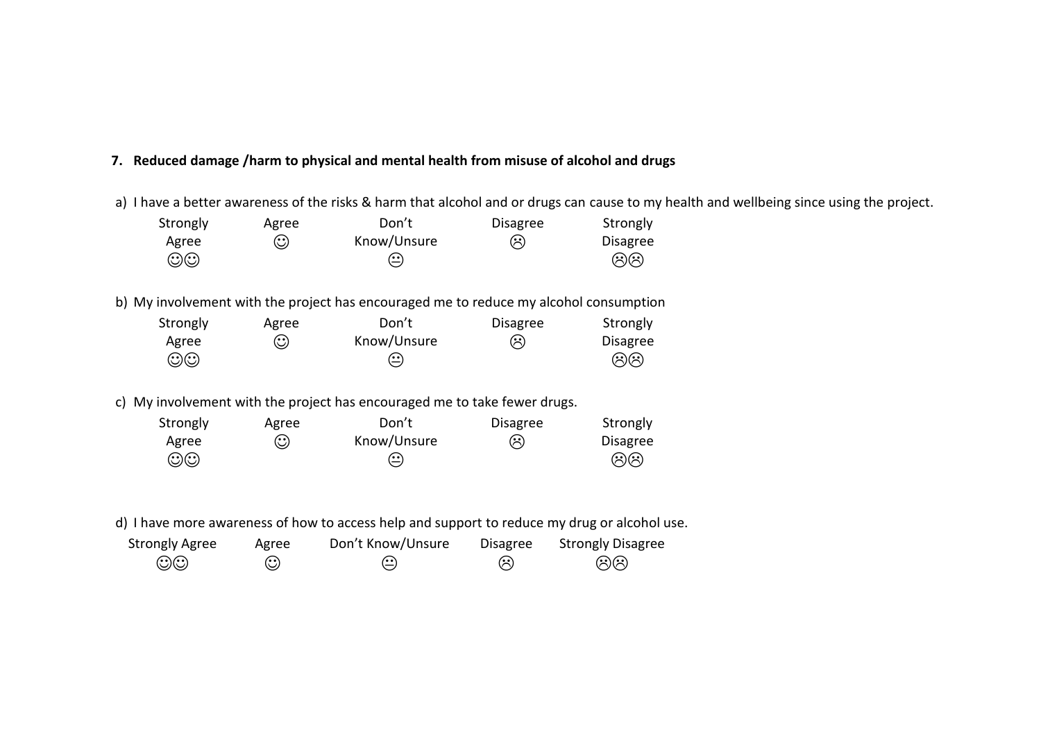**7. Reduced damage /harm to physical and mental health from misuse of alcohol and drugs**

a) I have a better awareness of the risks & harm that alcohol and or drugs can cause to my health and wellbeing since using the project.

| Strongly Agree ☺☺ | Agree ☺ | Don't Know/Unsure 😐 | Disagree ☹ | Strongly Disagree ☹☹ |
|---|---|---|---|---|

b) My involvement with the project has encouraged me to reduce my alcohol consumption

| Strongly Agree ☺☺ | Agree ☺ | Don't Know/Unsure 😐 | Disagree ☹ | Strongly Disagree ☹☹ |
|---|---|---|---|---|

c) My involvement with the project has encouraged me to take fewer drugs.

| Strongly Agree ☺☺ | Agree ☺ | Don't Know/Unsure 😐 | Disagree ☹ | Strongly Disagree ☹☹ |
|---|---|---|---|---|

d) I have more awareness of how to access help and support to reduce my drug or alcohol use.

| Strongly Agree ☺☺ | Agree ☺ | Don't Know/Unsure 😐 | Disagree ☹ | Strongly Disagree ☹☹ |
|---|---|---|---|---|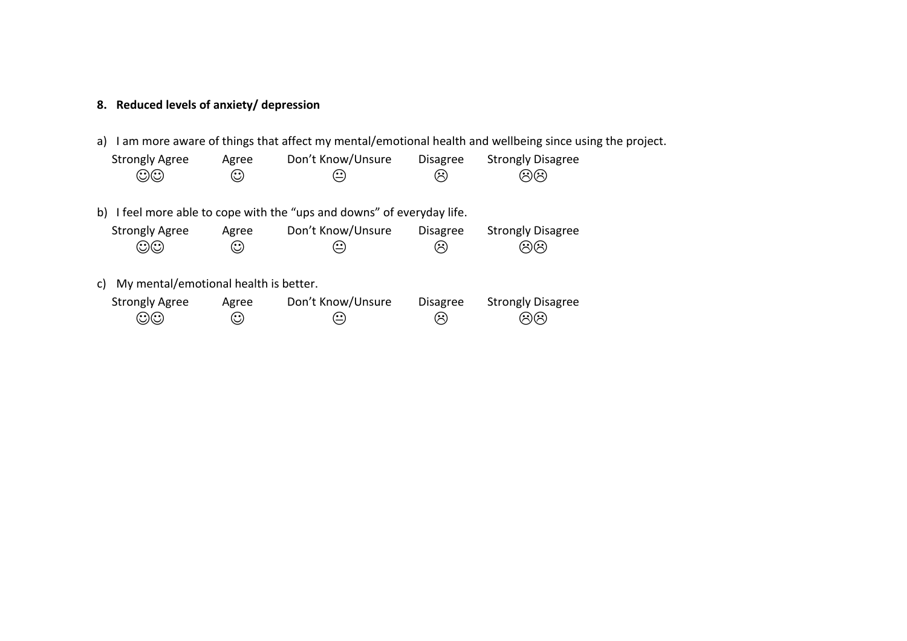**8. Reduced levels of anxiety/ depression**

a) I am more aware of things that affect my mental/emotional health and wellbeing since using the project.

| Strongly Agree | Agree | Don't Know/Unsure | Disagree | Strongly Disagree |
|---|---|---|---|---|
| ☺☺ | ☺ | 😐 | ☹ | ☹☹ |

b) I feel more able to cope with the "ups and downs" of everyday life.

| Strongly Agree | Agree | Don't Know/Unsure | Disagree | Strongly Disagree |
|---|---|---|---|---|
| ☺☺ | ☺ | 😐 | ☹ | ☹☹ |

c) My mental/emotional health is better.

| Strongly Agree | Agree | Don't Know/Unsure | Disagree | Strongly Disagree |
|---|---|---|---|---|
| ☺☺ | ☺ | 😐 | ☹ | ☹☹ |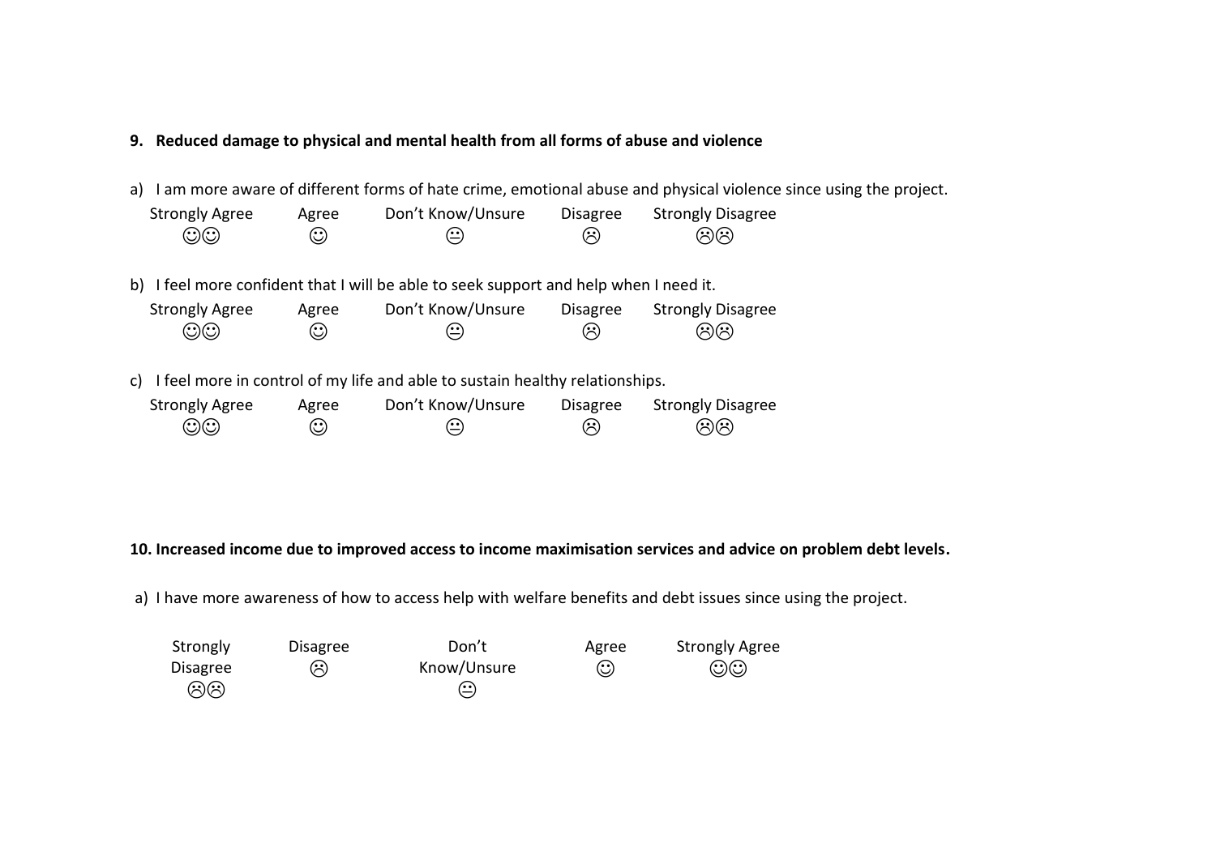**9. Reduced damage to physical and mental health from all forms of abuse and violence**

a) I am more aware of different forms of hate crime, emotional abuse and physical violence since using the project.

| Strongly Agree | Agree | Don't Know/Unsure | Disagree | Strongly Disagree |
|---|---|---|---|---|
| ☺☺ | ☺ | 😐 | ☹ | ☹☹ |

b) I feel more confident that I will be able to seek support and help when I need it.

| Strongly Agree | Agree | Don't Know/Unsure | Disagree | Strongly Disagree |
|---|---|---|---|---|
| ☺☺ | ☺ | 😐 | ☹ | ☹☹ |

c) I feel more in control of my life and able to sustain healthy relationships.

| Strongly Agree | Agree | Don't Know/Unsure | Disagree | Strongly Disagree |
|---|---|---|---|---|
| ☺☺ | ☺ | 😐 | ☹ | ☹☹ |

**10. Increased income due to improved access to income maximisation services and advice on problem debt levels.**

a) I have more awareness of how to access help with welfare benefits and debt issues since using the project.

| Strongly Disagree | Disagree | Don't Know/Unsure | Agree | Strongly Agree |
|---|---|---|---|---|
| ☹☹ | ☹ | 😐 | ☺ | ☺☺ |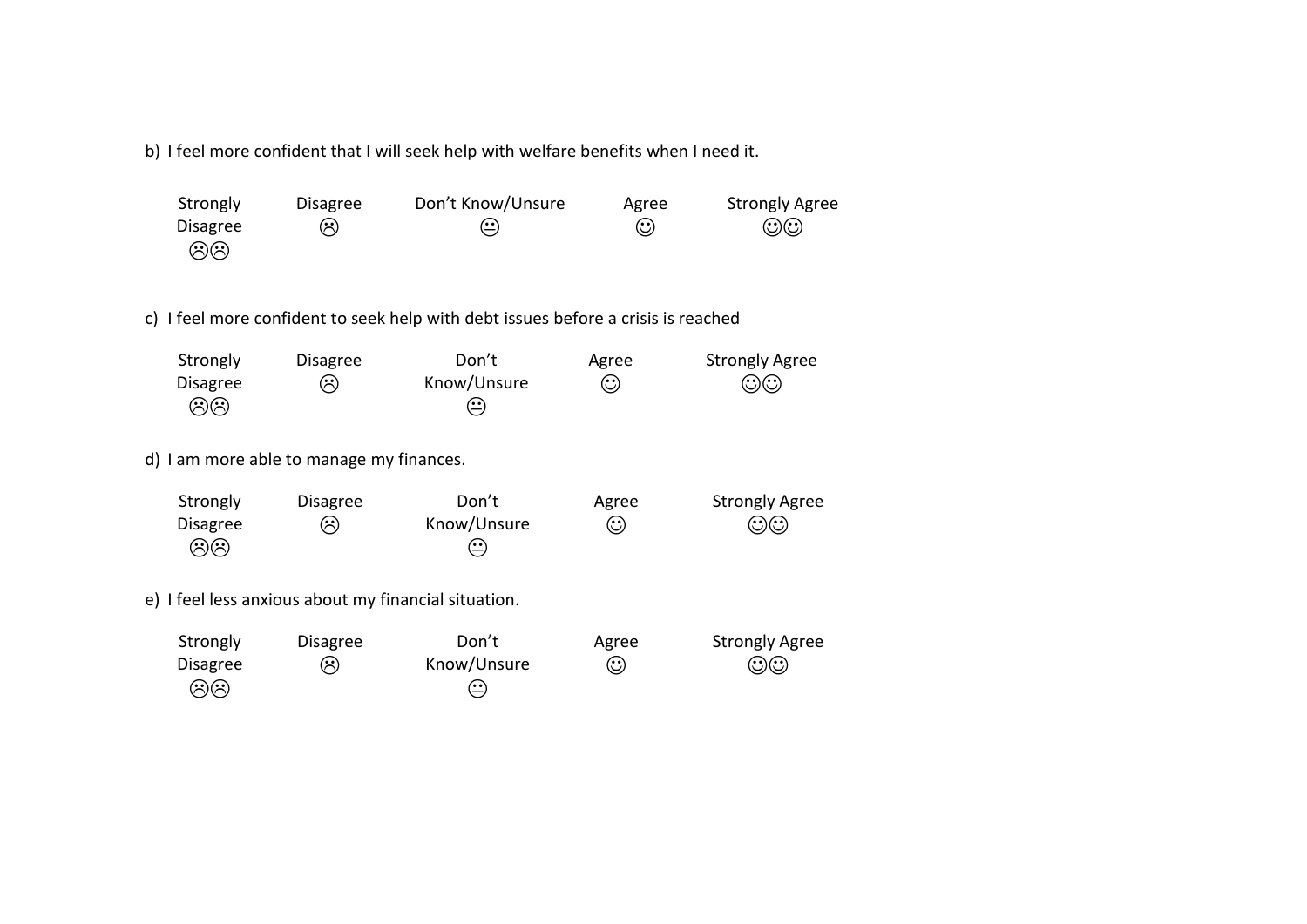b) I feel more confident that I will seek help with welfare benefits when I need it.

| | | | | |
|---|---|---|---|---|
| Strongly Disagree ☹☹ | Disagree ☹ | Don't Know/Unsure 😐 | Agree ☺ | Strongly Agree ☺☺ |

c) I feel more confident to seek help with debt issues before a crisis is reached

| | | | | |
|---|---|---|---|---|
| Strongly Disagree ☹☹ | Disagree ☹ | Don't Know/Unsure 😐 | Agree ☺ | Strongly Agree ☺☺ |

d) I am more able to manage my finances.

| | | | | |
|---|---|---|---|---|
| Strongly Disagree ☹☹ | Disagree ☹ | Don't Know/Unsure 😐 | Agree ☺ | Strongly Agree ☺☺ |

e) I feel less anxious about my financial situation.

| | | | | |
|---|---|---|---|---|
| Strongly Disagree ☹☹ | Disagree ☹ | Don't Know/Unsure 😐 | Agree ☺ | Strongly Agree ☺☺ |